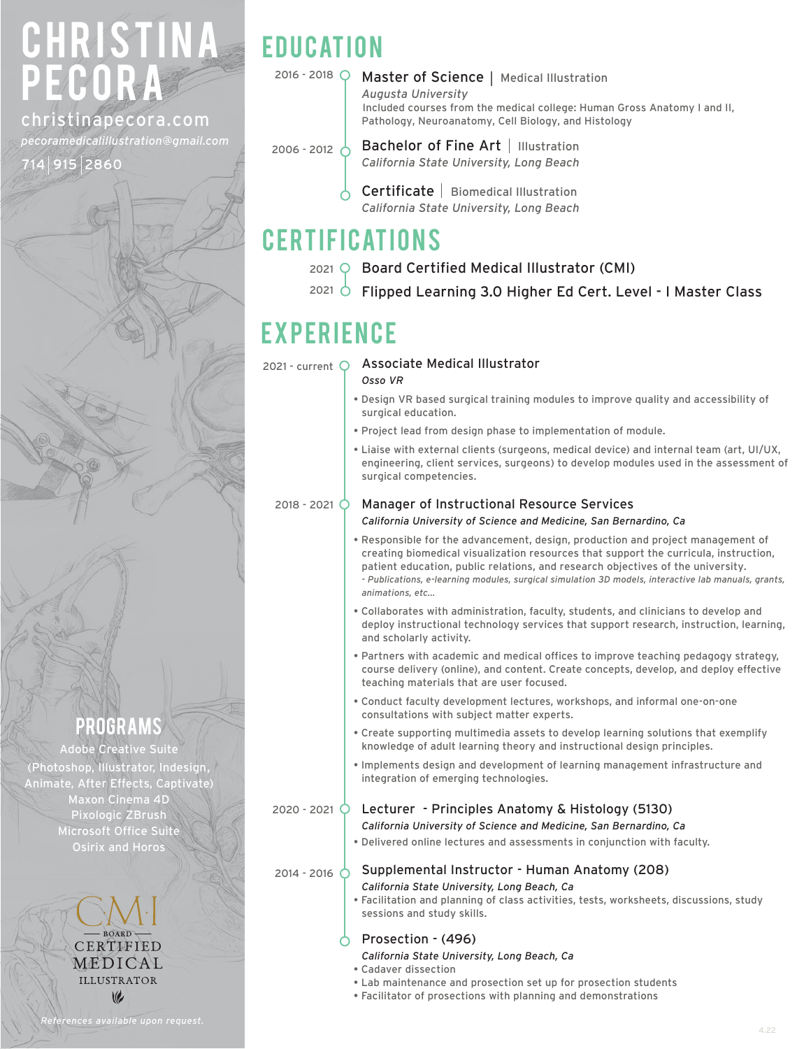# CHRISTINA PECORA

christinapecora.com

*pecoramedicalillustration@gmail.com*

714|915|2860

## PROGRAMS

Adobe Creative Suite
(Photoshop, Illustrator, Indesign, Animate, After Effects, Captivate)
Maxon Cinema 4D
Pixologic ZBrush
Microsoft Office Suite
Osirix and Horos

CMI
BOARD
CERTIFIED
MEDICAL
ILLUSTRATOR

*References available upon request.*

## EDUCATION

2016 - 2018 **Master of Science** | Medical Illustration
*Augusta University*
Included courses from the medical college: Human Gross Anatomy I and II, Pathology, Neuroanatomy, Cell Biology, and Histology

2006 - 2012 **Bachelor of Fine Art** | Illustration
*California State University, Long Beach*

**Certificate** | Biomedical Illustration
*California State University, Long Beach*

## CERTIFICATIONS

2021 Board Certified Medical Illustrator (CMI)

2021 Flipped Learning 3.0 Higher Ed Cert. Level - I Master Class

## EXPERIENCE

2021 - current **Associate Medical Illustrator**
*Osso VR*

- Design VR based surgical training modules to improve quality and accessibility of surgical education.
- Project lead from design phase to implementation of module.
- Liaise with external clients (surgeons, medical device) and internal team (art, UI/UX, engineering, client services, surgeons) to develop modules used in the assessment of surgical competencies.

2018 - 2021 **Manager of Instructional Resource Services**
*California University of Science and Medicine, San Bernardino, Ca*

- Responsible for the advancement, design, production and project management of creating biomedical visualization resources that support the curricula, instruction, patient education, public relations, and research objectives of the university.
  *- Publications, e-learning modules, surgical simulation 3D models, interactive lab manuals, grants, animations, etc...*
- Collaborates with administration, faculty, students, and clinicians to develop and deploy instructional technology services that support research, instruction, learning, and scholarly activity.
- Partners with academic and medical offices to improve teaching pedagogy strategy, course delivery (online), and content. Create concepts, develop, and deploy effective teaching materials that are user focused.
- Conduct faculty development lectures, workshops, and informal one-on-one consultations with subject matter experts.
- Create supporting multimedia assets to develop learning solutions that exemplify knowledge of adult learning theory and instructional design principles.
- Implements design and development of learning management infrastructure and integration of emerging technologies.

2020 - 2021 **Lecturer - Principles Anatomy & Histology (5130)**
*California University of Science and Medicine, San Bernardino, Ca*

- Delivered online lectures and assessments in conjunction with faculty.

2014 - 2016 **Supplemental Instructor - Human Anatomy (208)**
*California State University, Long Beach, Ca*

- Facilitation and planning of class activities, tests, worksheets, discussions, study sessions and study skills.

**Prosection - (496)**
*California State University, Long Beach, Ca*

- Cadaver dissection
- Lab maintenance and prosection set up for prosection students
- Facilitator of prosections with planning and demonstrations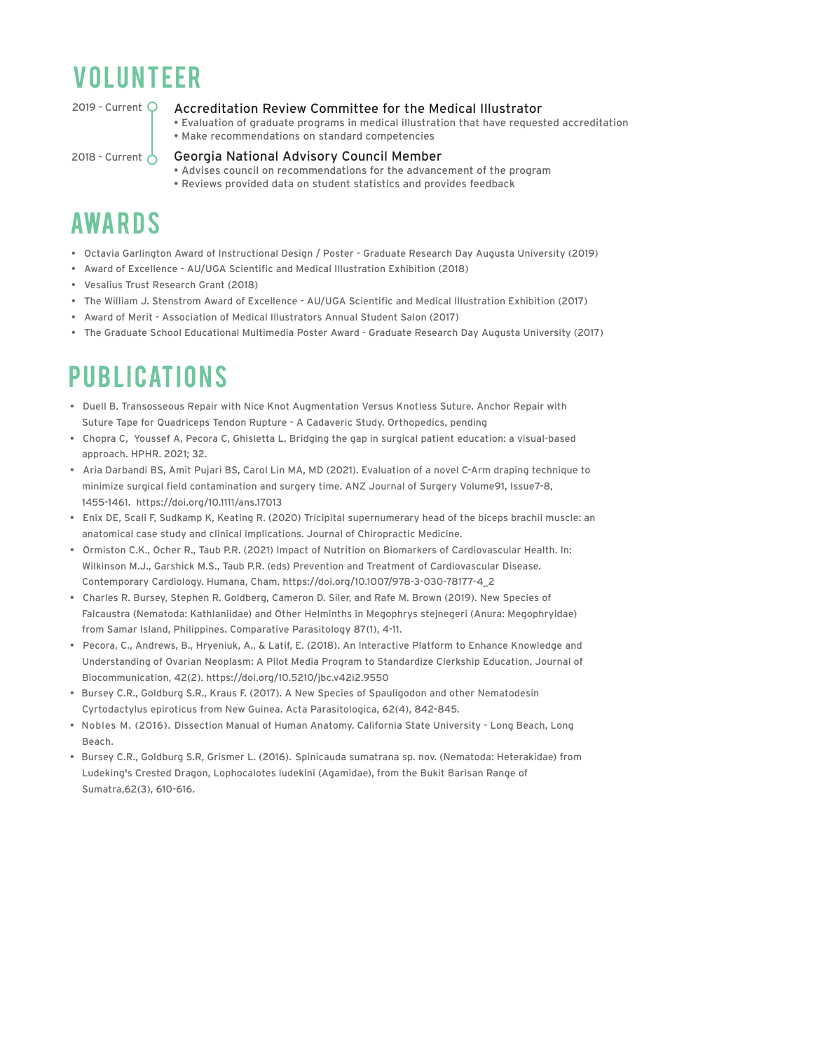# VOLUNTEER

2019 - Current

### Accreditation Review Committee for the Medical Illustrator

- Evaluation of graduate programs in medical illustration that have requested accreditation
- Make recommendations on standard competencies

2018 - Current

### Georgia National Advisory Council Member

- Advises council on recommendations for the advancement of the program
- Reviews provided data on student statistics and provides feedback

# AWARDS

- Octavia Garlington Award of Instructional Design / Poster - Graduate Research Day Augusta University (2019)
- Award of Excellence - AU/UGA Scientific and Medical Illustration Exhibition (2018)
- Vesalius Trust Research Grant (2018)
- The William J. Stenstrom Award of Excellence - AU/UGA Scientific and Medical Illustration Exhibition (2017)
- Award of Merit - Association of Medical Illustrators Annual Student Salon (2017)
- The Graduate School Educational Multimedia Poster Award - Graduate Research Day Augusta University (2017)

# PUBLICATIONS

- Duell B. Transosseous Repair with Nice Knot Augmentation Versus Knotless Suture. Anchor Repair with Suture Tape for Quadriceps Tendon Rupture - A Cadaveric Study. Orthopedics, pending
- Chopra C, Youssef A, Pecora C, Ghisletta L. Bridging the gap in surgical patient education: a visual-based approach. HPHR. 2021; 32.
- Aria Darbandi BS, Amit Pujari BS, Carol Lin MA, MD (2021). Evaluation of a novel C-Arm draping technique to minimize surgical field contamination and surgery time. ANZ Journal of Surgery Volume91, Issue7-8, 1455-1461. https://doi.org/10.1111/ans.17013
- Enix DE, Scali F, Sudkamp K, Keating R. (2020) Tricipital supernumerary head of the biceps brachii muscle: an anatomical case study and clinical implications. Journal of Chiropractic Medicine.
- Ormiston C.K., Ocher R., Taub P.R. (2021) Impact of Nutrition on Biomarkers of Cardiovascular Health. In: Wilkinson M.J., Garshick M.S., Taub P.R. (eds) Prevention and Treatment of Cardiovascular Disease. Contemporary Cardiology. Humana, Cham. https://doi.org/10.1007/978-3-030-78177-4_2
- Charles R. Bursey, Stephen R. Goldberg, Cameron D. Siler, and Rafe M. Brown (2019). New Species of Falcaustra (Nematoda: Kathlaniidae) and Other Helminths in Megophrys stejnegeri (Anura: Megophryidae) from Samar Island, Philippines. Comparative Parasitology 87(1), 4-11.
- Pecora, C., Andrews, B., Hryeniuk, A., & Latif, E. (2018). An Interactive Platform to Enhance Knowledge and Understanding of Ovarian Neoplasm: A Pilot Media Program to Standardize Clerkship Education. Journal of Biocommunication, 42(2). https://doi.org/10.5210/jbc.v42i2.9550
- Bursey C.R., Goldburg S.R., Kraus F. (2017). A New Species of Spauligodon and other Nematodesin Cyrtodactylus epiroticus from New Guinea. Acta Parasitologica, 62(4), 842-845.
- Nobles M. (2016). Dissection Manual of Human Anatomy. California State University - Long Beach, Long Beach.
- Bursey C.R., Goldburg S.R, Grismer L. (2016). Spinicauda sumatrana sp. nov. (Nematoda: Heterakidae) from Ludeking's Crested Dragon, Lophocalotes ludekini (Agamidae), from the Bukit Barisan Range of Sumatra,62(3), 610-616.